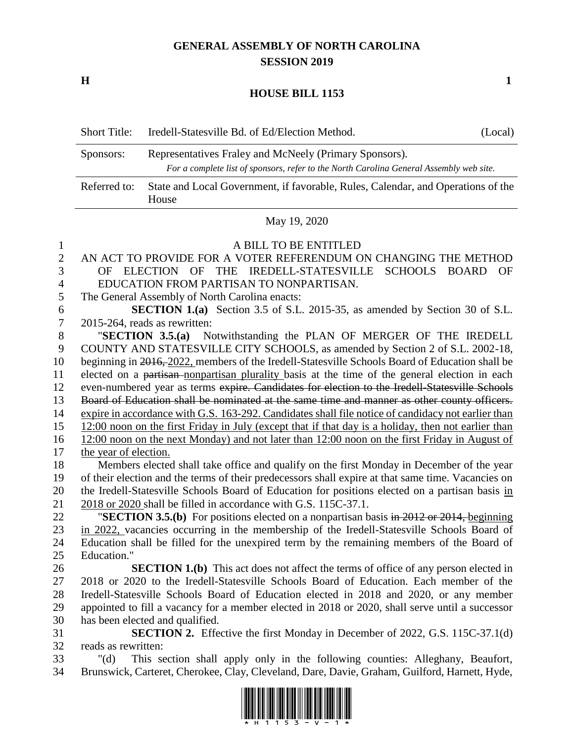# GENERAL ASSEMBLY OF NORTH CAROLINA
## SESSION 2019

**H** **1**

## HOUSE BILL 1153

| | | |
|---|---|---|
| Short Title: | Iredell-Statesville Bd. of Ed/Election Method. | (Local) |
| Sponsors: | Representatives Fraley and McNeely (Primary Sponsors). *For a complete list of sponsors, refer to the North Carolina General Assembly web site.* | |
| Referred to: | State and Local Government, if favorable, Rules, Calendar, and Operations of the House | |

May 19, 2020

A BILL TO BE ENTITLED

AN ACT TO PROVIDE FOR A VOTER REFERENDUM ON CHANGING THE METHOD OF ELECTION OF THE IREDELL-STATESVILLE SCHOOLS BOARD OF EDUCATION FROM PARTISAN TO NONPARTISAN.

The General Assembly of North Carolina enacts:

**SECTION 1.(a)** Section 3.5 of S.L. 2015-35, as amended by Section 30 of S.L. 2015-264, reads as rewritten:

"**SECTION 3.5.(a)** Notwithstanding the PLAN OF MERGER OF THE IREDELL COUNTY AND STATESVILLE CITY SCHOOLS, as amended by Section 2 of S.L. 2002-18, beginning in ~~2016,~~ <u>2022,</u> members of the Iredell-Statesville Schools Board of Education shall be elected on a ~~partisan~~ <u>nonpartisan plurality</u> basis at the time of the general election in each even-numbered year as terms ~~expire. Candidates for election to the Iredell-Statesville Schools Board of Education shall be nominated at the same time and manner as other county officers.~~ <u>expire in accordance with G.S. 163-292. Candidates shall file notice of candidacy not earlier than 12:00 noon on the first Friday in July (except that if that day is a holiday, then not earlier than 12:00 noon on the next Monday) and not later than 12:00 noon on the first Friday in August of the year of election.</u>

Members elected shall take office and qualify on the first Monday in December of the year of their election and the terms of their predecessors shall expire at that same time. Vacancies on the Iredell-Statesville Schools Board of Education for positions elected on a partisan basis <u>in 2018 or 2020</u> shall be filled in accordance with G.S. 115C-37.1.

"**SECTION 3.5.(b)** For positions elected on a nonpartisan basis ~~in 2012 or 2014,~~ <u>beginning in 2022,</u> vacancies occurring in the membership of the Iredell-Statesville Schools Board of Education shall be filled for the unexpired term by the remaining members of the Board of Education."

**SECTION 1.(b)** This act does not affect the terms of office of any person elected in 2018 or 2020 to the Iredell-Statesville Schools Board of Education. Each member of the Iredell-Statesville Schools Board of Education elected in 2018 and 2020, or any member appointed to fill a vacancy for a member elected in 2018 or 2020, shall serve until a successor has been elected and qualified.

**SECTION 2.** Effective the first Monday in December of 2022, G.S. 115C-37.1(d) reads as rewritten:

"(d) This section shall apply only in the following counties: Alleghany, Beaufort, Brunswick, Carteret, Cherokee, Clay, Cleveland, Dare, Davie, Graham, Guilford, Harnett, Hyde,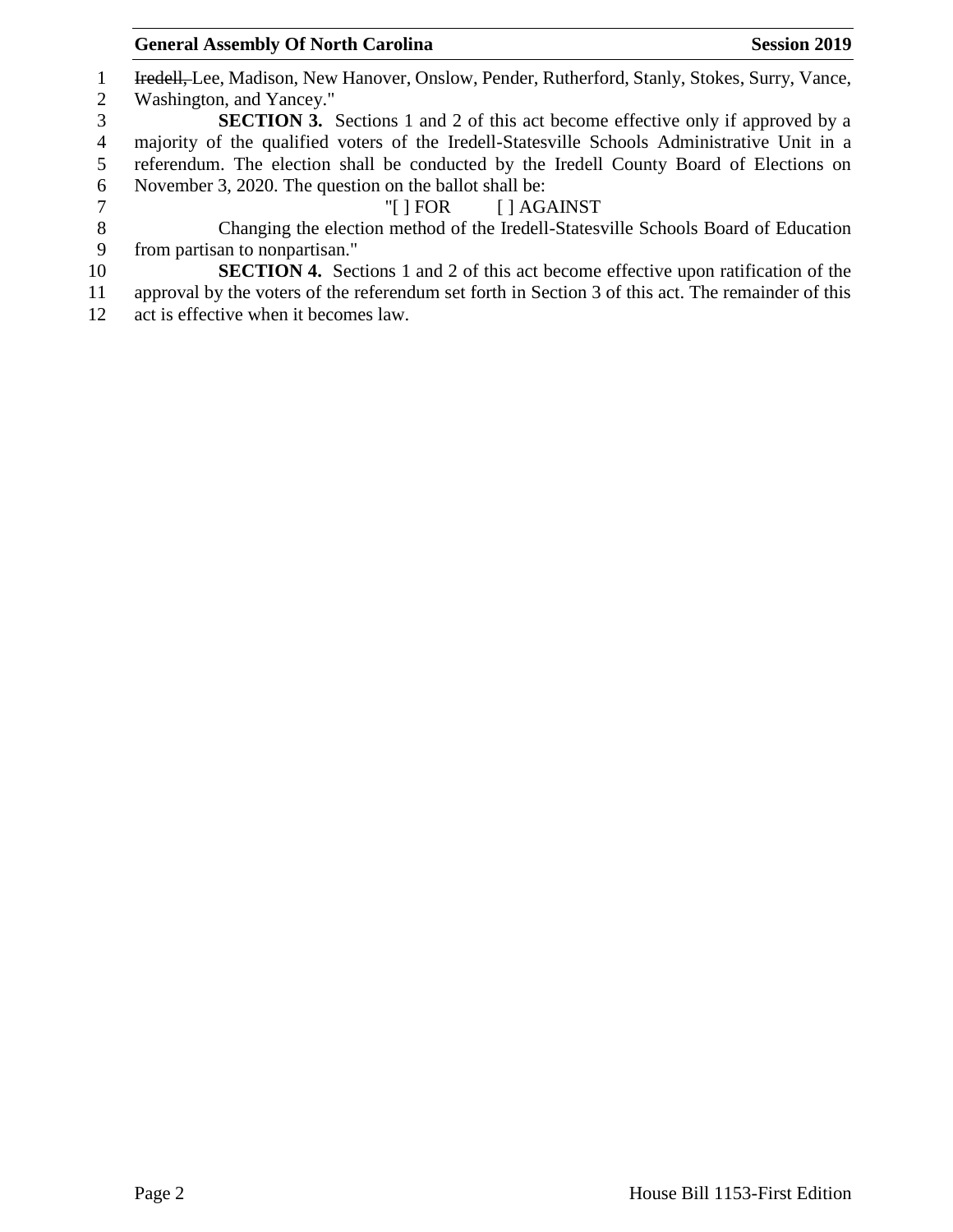~~Iredell,~~ Lee, Madison, New Hanover, Onslow, Pender, Rutherford, Stanly, Stokes, Surry, Vance, Washington, and Yancey."

**SECTION 3.** Sections 1 and 2 of this act become effective only if approved by a majority of the qualified voters of the Iredell-Statesville Schools Administrative Unit in a referendum. The election shall be conducted by the Iredell County Board of Elections on November 3, 2020. The question on the ballot shall be:

"[ ] FOR [ ] AGAINST

Changing the election method of the Iredell-Statesville Schools Board of Education from partisan to nonpartisan."

**SECTION 4.** Sections 1 and 2 of this act become effective upon ratification of the approval by the voters of the referendum set forth in Section 3 of this act. The remainder of this act is effective when it becomes law.